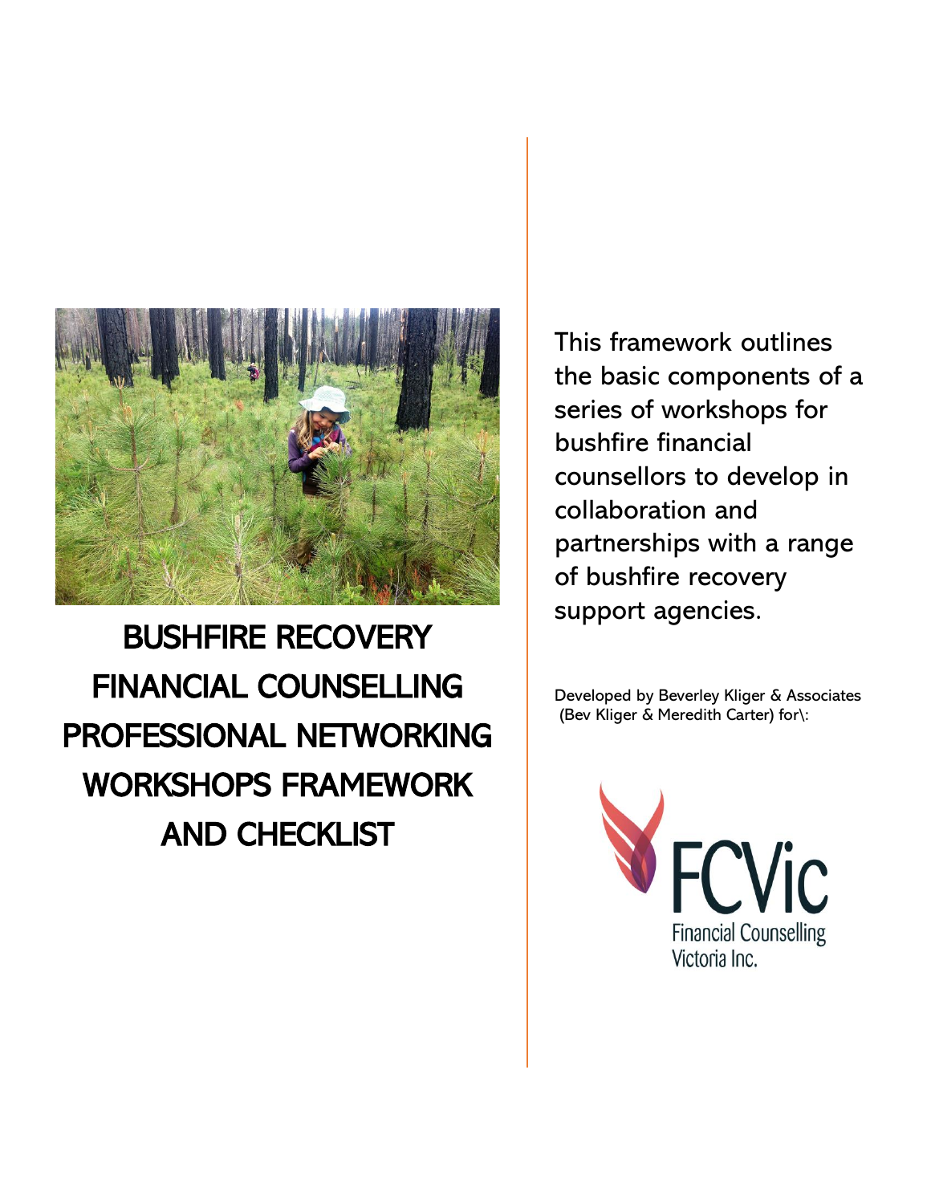# BUSHFIRE RECOVERY FINANCIAL COUNSELLING PROFESSIONAL NETWORKING WORKSHOPS FRAMEWORK AND CHECKLIST

This framework outlines the basic components of a series of workshops for bushfire financial counsellors to develop in collaboration and partnerships with a range of bushfire recovery support agencies.

Developed by Beverley Kliger & Associates (Bev Kliger & Meredith Carter) for\:

FCVic
Financial Counselling Victoria Inc.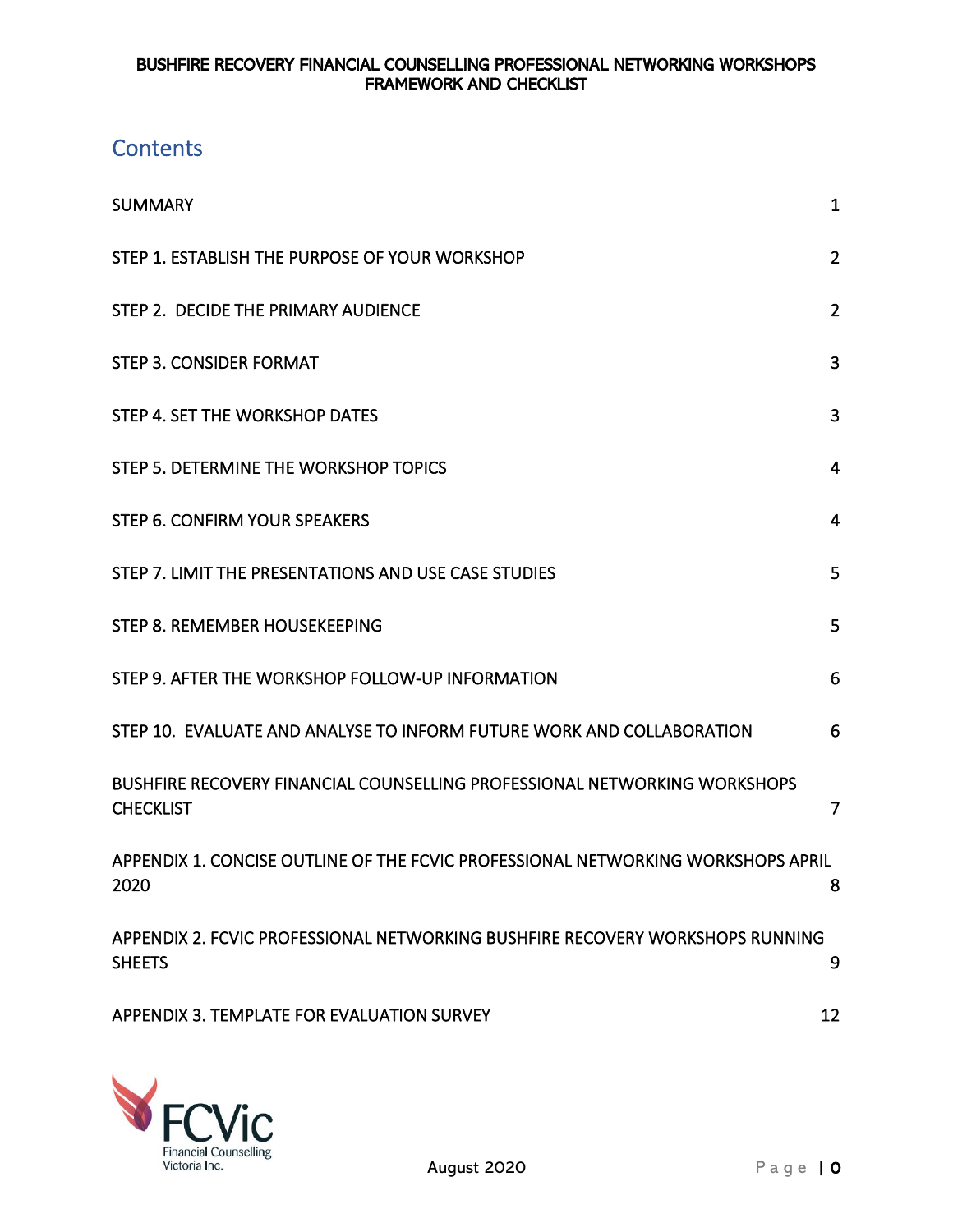# Contents

| | |
|---|---|
| SUMMARY | 1 |
| STEP 1. ESTABLISH THE PURPOSE OF YOUR WORKSHOP | 2 |
| STEP 2. DECIDE THE PRIMARY AUDIENCE | 2 |
| STEP 3. CONSIDER FORMAT | 3 |
| STEP 4. SET THE WORKSHOP DATES | 3 |
| STEP 5. DETERMINE THE WORKSHOP TOPICS | 4 |
| STEP 6. CONFIRM YOUR SPEAKERS | 4 |
| STEP 7. LIMIT THE PRESENTATIONS AND USE CASE STUDIES | 5 |
| STEP 8. REMEMBER HOUSEKEEPING | 5 |
| STEP 9. AFTER THE WORKSHOP FOLLOW-UP INFORMATION | 6 |
| STEP 10. EVALUATE AND ANALYSE TO INFORM FUTURE WORK AND COLLABORATION | 6 |
| BUSHFIRE RECOVERY FINANCIAL COUNSELLING PROFESSIONAL NETWORKING WORKSHOPS CHECKLIST | 7 |
| APPENDIX 1. CONCISE OUTLINE OF THE FCVIC PROFESSIONAL NETWORKING WORKSHOPS APRIL 2020 | 8 |
| APPENDIX 2. FCVIC PROFESSIONAL NETWORKING BUSHFIRE RECOVERY WORKSHOPS RUNNING SHEETS | 9 |
| APPENDIX 3. TEMPLATE FOR EVALUATION SURVEY | 12 |

August 2020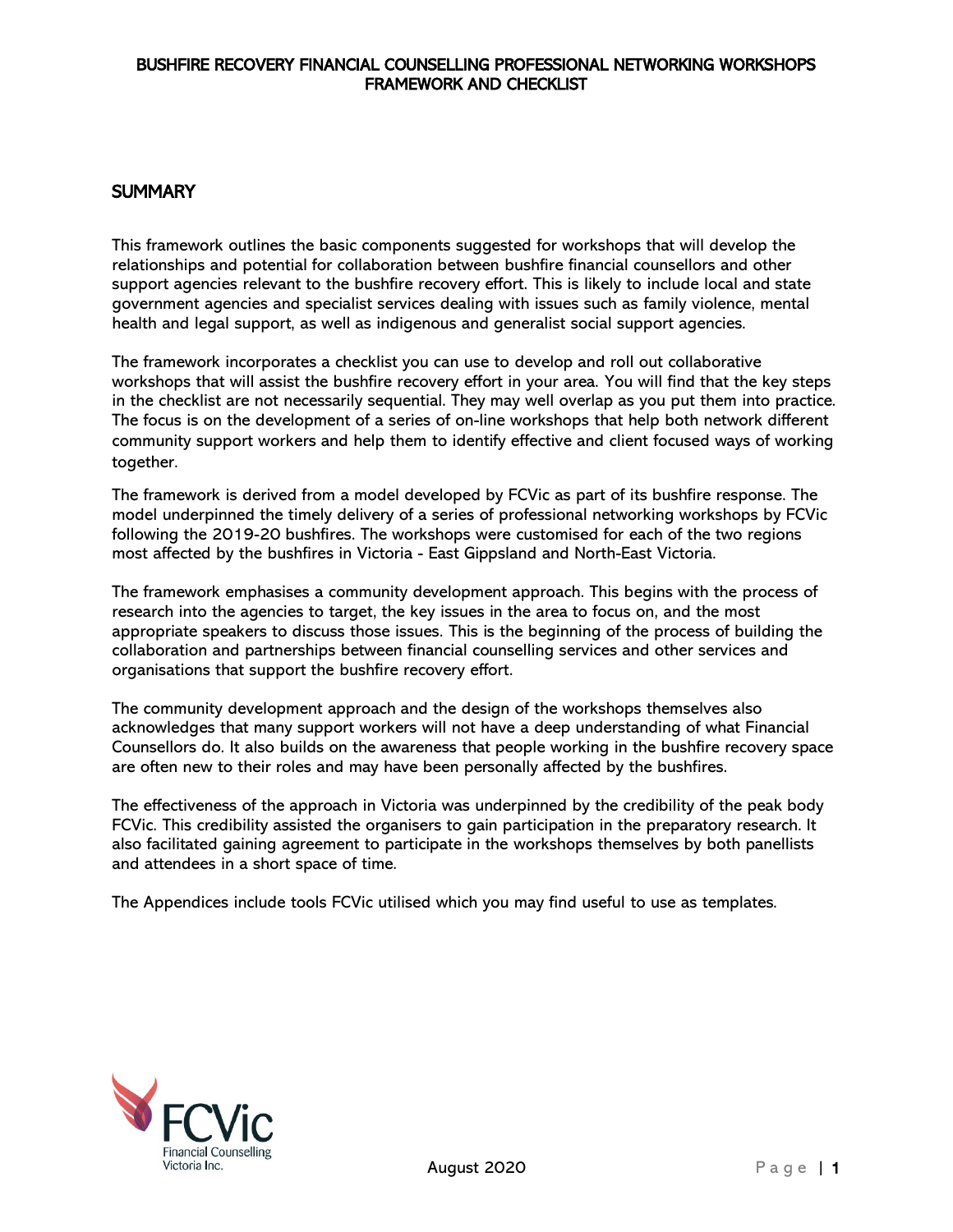# BUSHFIRE RECOVERY FINANCIAL COUNSELLING PROFESSIONAL NETWORKING WORKSHOPS FRAMEWORK AND CHECKLIST

## SUMMARY

This framework outlines the basic components suggested for workshops that will develop the relationships and potential for collaboration between bushfire financial counsellors and other support agencies relevant to the bushfire recovery effort. This is likely to include local and state government agencies and specialist services dealing with issues such as family violence, mental health and legal support, as well as indigenous and generalist social support agencies.

The framework incorporates a checklist you can use to develop and roll out collaborative workshops that will assist the bushfire recovery effort in your area. You will find that the key steps in the checklist are not necessarily sequential. They may well overlap as you put them into practice. The focus is on the development of a series of on-line workshops that help both network different community support workers and help them to identify effective and client focused ways of working together.

The framework is derived from a model developed by FCVic as part of its bushfire response. The model underpinned the timely delivery of a series of professional networking workshops by FCVic following the 2019-20 bushfires. The workshops were customised for each of the two regions most affected by the bushfires in Victoria - East Gippsland and North-East Victoria.

The framework emphasises a community development approach. This begins with the process of research into the agencies to target, the key issues in the area to focus on, and the most appropriate speakers to discuss those issues. This is the beginning of the process of building the collaboration and partnerships between financial counselling services and other services and organisations that support the bushfire recovery effort.

The community development approach and the design of the workshops themselves also acknowledges that many support workers will not have a deep understanding of what Financial Counsellors do. It also builds on the awareness that people working in the bushfire recovery space are often new to their roles and may have been personally affected by the bushfires.

The effectiveness of the approach in Victoria was underpinned by the credibility of the peak body FCVic. This credibility assisted the organisers to gain participation in the preparatory research. It also facilitated gaining agreement to participate in the workshops themselves by both panellists and attendees in a short space of time.

The Appendices include tools FCVic utilised which you may find useful to use as templates.

FCVic Financial Counselling Victoria Inc.

August 2020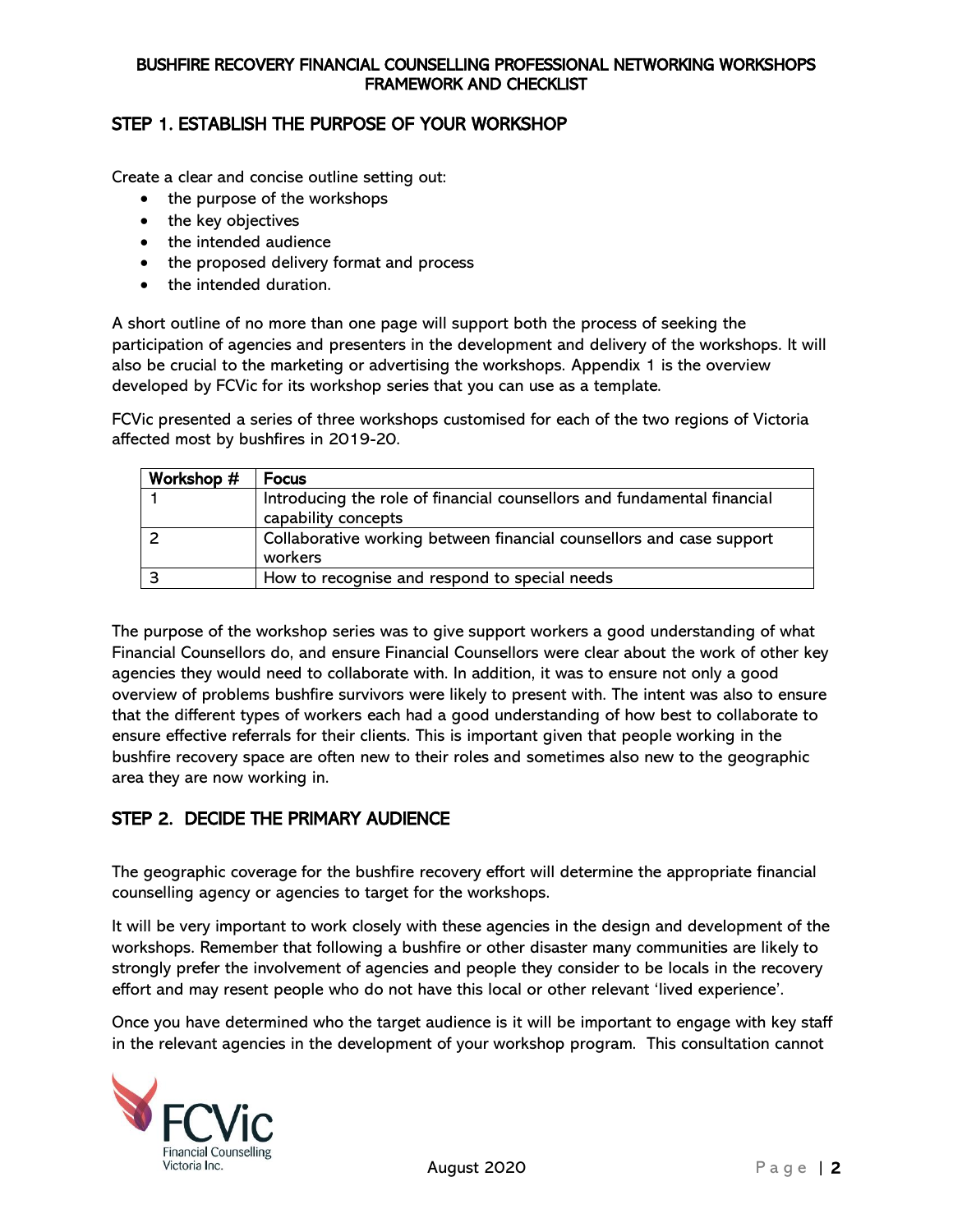## STEP 1. ESTABLISH THE PURPOSE OF YOUR WORKSHOP

Create a clear and concise outline setting out:

- the purpose of the workshops
- the key objectives
- the intended audience
- the proposed delivery format and process
- the intended duration.

A short outline of no more than one page will support both the process of seeking the participation of agencies and presenters in the development and delivery of the workshops. It will also be crucial to the marketing or advertising the workshops. Appendix 1 is the overview developed by FCVic for its workshop series that you can use as a template.

FCVic presented a series of three workshops customised for each of the two regions of Victoria affected most by bushfires in 2019-20.

| Workshop # | Focus |
|---|---|
| 1 | Introducing the role of financial counsellors and fundamental financial capability concepts |
| 2 | Collaborative working between financial counsellors and case support workers |
| 3 | How to recognise and respond to special needs |

The purpose of the workshop series was to give support workers a good understanding of what Financial Counsellors do, and ensure Financial Counsellors were clear about the work of other key agencies they would need to collaborate with. In addition, it was to ensure not only a good overview of problems bushfire survivors were likely to present with. The intent was also to ensure that the different types of workers each had a good understanding of how best to collaborate to ensure effective referrals for their clients. This is important given that people working in the bushfire recovery space are often new to their roles and sometimes also new to the geographic area they are now working in.

## STEP 2. DECIDE THE PRIMARY AUDIENCE

The geographic coverage for the bushfire recovery effort will determine the appropriate financial counselling agency or agencies to target for the workshops.

It will be very important to work closely with these agencies in the design and development of the workshops. Remember that following a bushfire or other disaster many communities are likely to strongly prefer the involvement of agencies and people they consider to be locals in the recovery effort and may resent people who do not have this local or other relevant 'lived experience'.

Once you have determined who the target audience is it will be important to engage with key staff in the relevant agencies in the development of your workshop program. This consultation cannot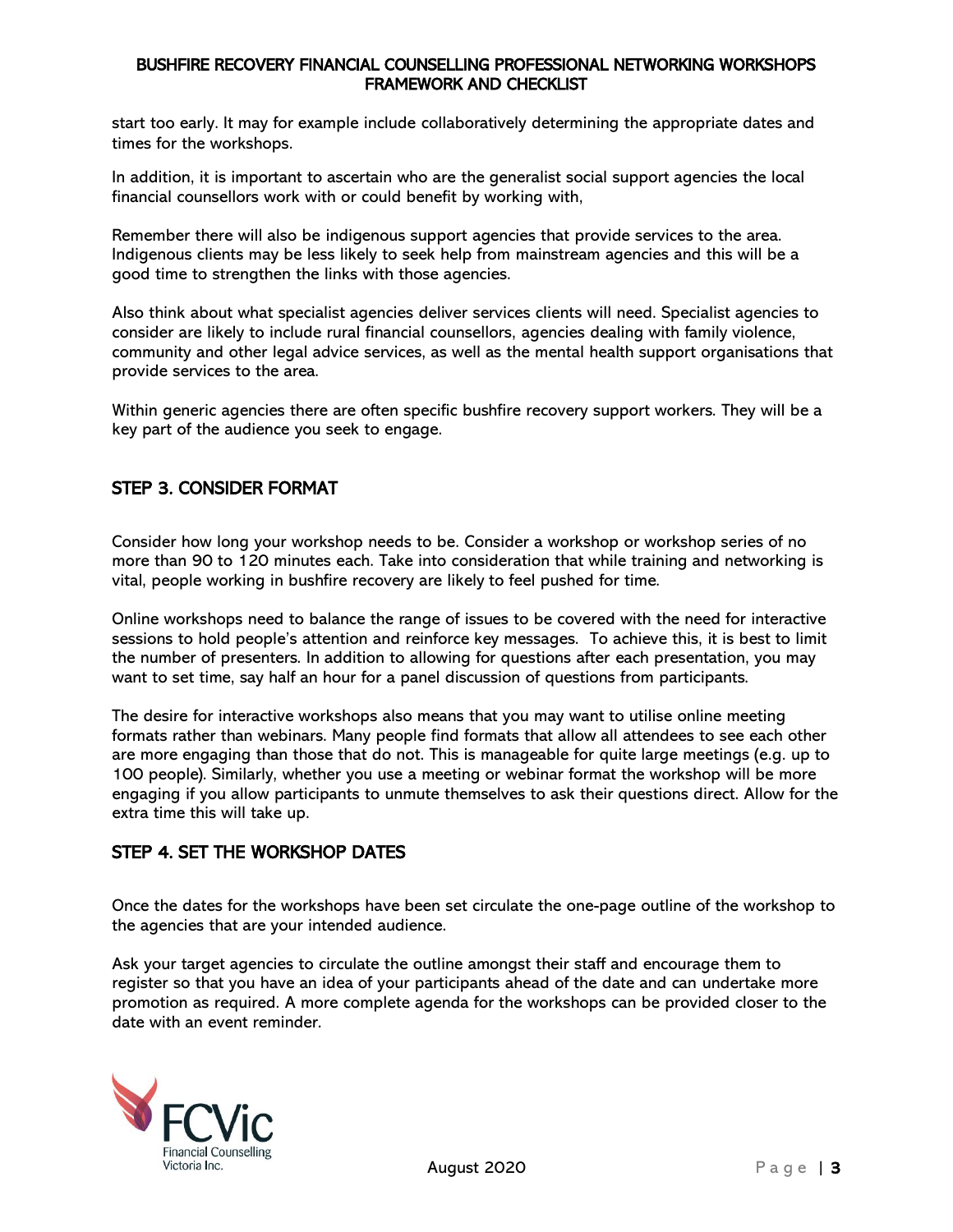start too early. It may for example include collaboratively determining the appropriate dates and times for the workshops.

In addition, it is important to ascertain who are the generalist social support agencies the local financial counsellors work with or could benefit by working with,

Remember there will also be indigenous support agencies that provide services to the area. Indigenous clients may be less likely to seek help from mainstream agencies and this will be a good time to strengthen the links with those agencies.

Also think about what specialist agencies deliver services clients will need. Specialist agencies to consider are likely to include rural financial counsellors, agencies dealing with family violence, community and other legal advice services, as well as the mental health support organisations that provide services to the area.

Within generic agencies there are often specific bushfire recovery support workers. They will be a key part of the audience you seek to engage.

## STEP 3. CONSIDER FORMAT

Consider how long your workshop needs to be. Consider a workshop or workshop series of no more than 90 to 120 minutes each. Take into consideration that while training and networking is vital, people working in bushfire recovery are likely to feel pushed for time.

Online workshops need to balance the range of issues to be covered with the need for interactive sessions to hold people's attention and reinforce key messages. To achieve this, it is best to limit the number of presenters. In addition to allowing for questions after each presentation, you may want to set time, say half an hour for a panel discussion of questions from participants.

The desire for interactive workshops also means that you may want to utilise online meeting formats rather than webinars. Many people find formats that allow all attendees to see each other are more engaging than those that do not. This is manageable for quite large meetings (e.g. up to 100 people). Similarly, whether you use a meeting or webinar format the workshop will be more engaging if you allow participants to unmute themselves to ask their questions direct. Allow for the extra time this will take up.

## STEP 4. SET THE WORKSHOP DATES

Once the dates for the workshops have been set circulate the one-page outline of the workshop to the agencies that are your intended audience.

Ask your target agencies to circulate the outline amongst their staff and encourage them to register so that you have an idea of your participants ahead of the date and can undertake more promotion as required. A more complete agenda for the workshops can be provided closer to the date with an event reminder.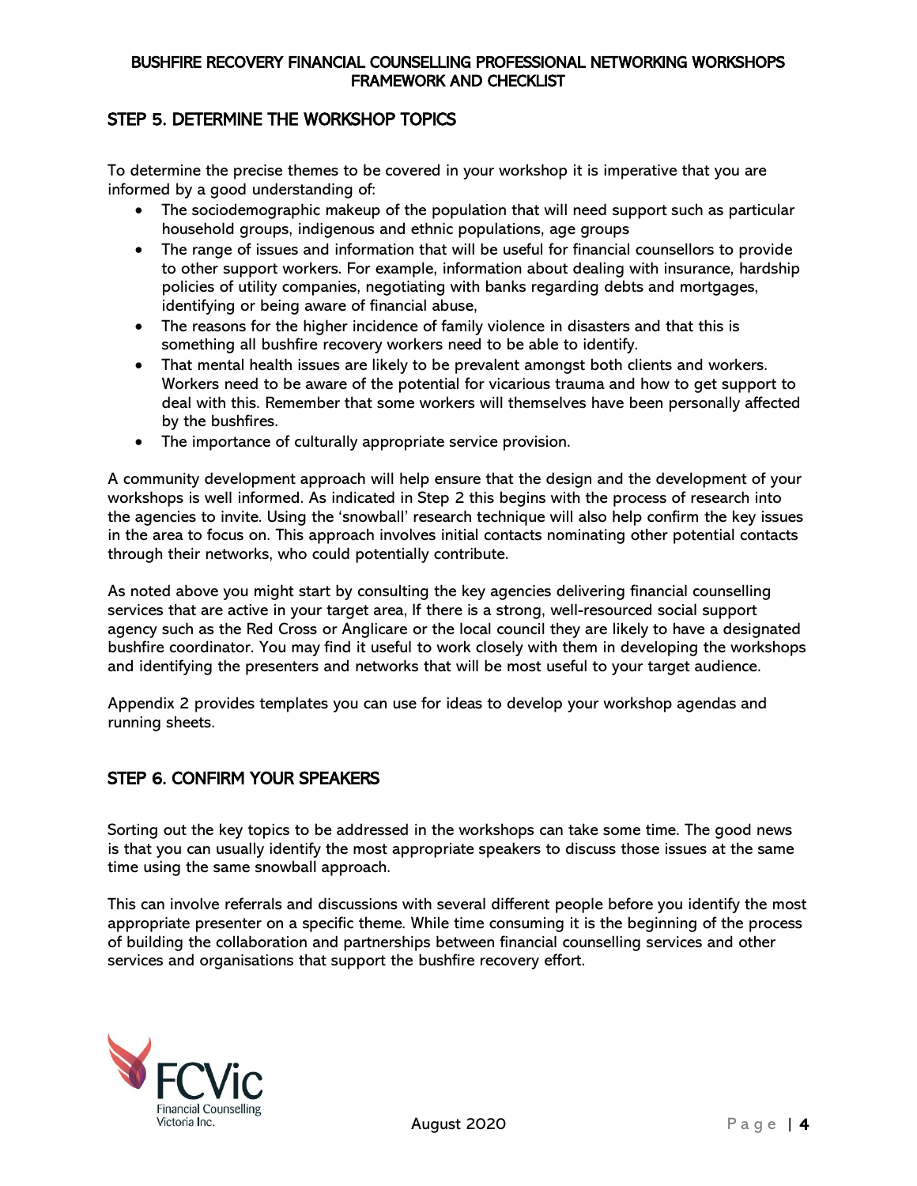## STEP 5. DETERMINE THE WORKSHOP TOPICS

To determine the precise themes to be covered in your workshop it is imperative that you are informed by a good understanding of:

- The sociodemographic makeup of the population that will need support such as particular household groups, indigenous and ethnic populations, age groups
- The range of issues and information that will be useful for financial counsellors to provide to other support workers. For example, information about dealing with insurance, hardship policies of utility companies, negotiating with banks regarding debts and mortgages, identifying or being aware of financial abuse,
- The reasons for the higher incidence of family violence in disasters and that this is something all bushfire recovery workers need to be able to identify.
- That mental health issues are likely to be prevalent amongst both clients and workers. Workers need to be aware of the potential for vicarious trauma and how to get support to deal with this. Remember that some workers will themselves have been personally affected by the bushfires.
- The importance of culturally appropriate service provision.

A community development approach will help ensure that the design and the development of your workshops is well informed. As indicated in Step 2 this begins with the process of research into the agencies to invite. Using the 'snowball' research technique will also help confirm the key issues in the area to focus on. This approach involves initial contacts nominating other potential contacts through their networks, who could potentially contribute.

As noted above you might start by consulting the key agencies delivering financial counselling services that are active in your target area, If there is a strong, well-resourced social support agency such as the Red Cross or Anglicare or the local council they are likely to have a designated bushfire coordinator. You may find it useful to work closely with them in developing the workshops and identifying the presenters and networks that will be most useful to your target audience.

Appendix 2 provides templates you can use for ideas to develop your workshop agendas and running sheets.

## STEP 6. CONFIRM YOUR SPEAKERS

Sorting out the key topics to be addressed in the workshops can take some time. The good news is that you can usually identify the most appropriate speakers to discuss those issues at the same time using the same snowball approach.

This can involve referrals and discussions with several different people before you identify the most appropriate presenter on a specific theme. While time consuming it is the beginning of the process of building the collaboration and partnerships between financial counselling services and other services and organisations that support the bushfire recovery effort.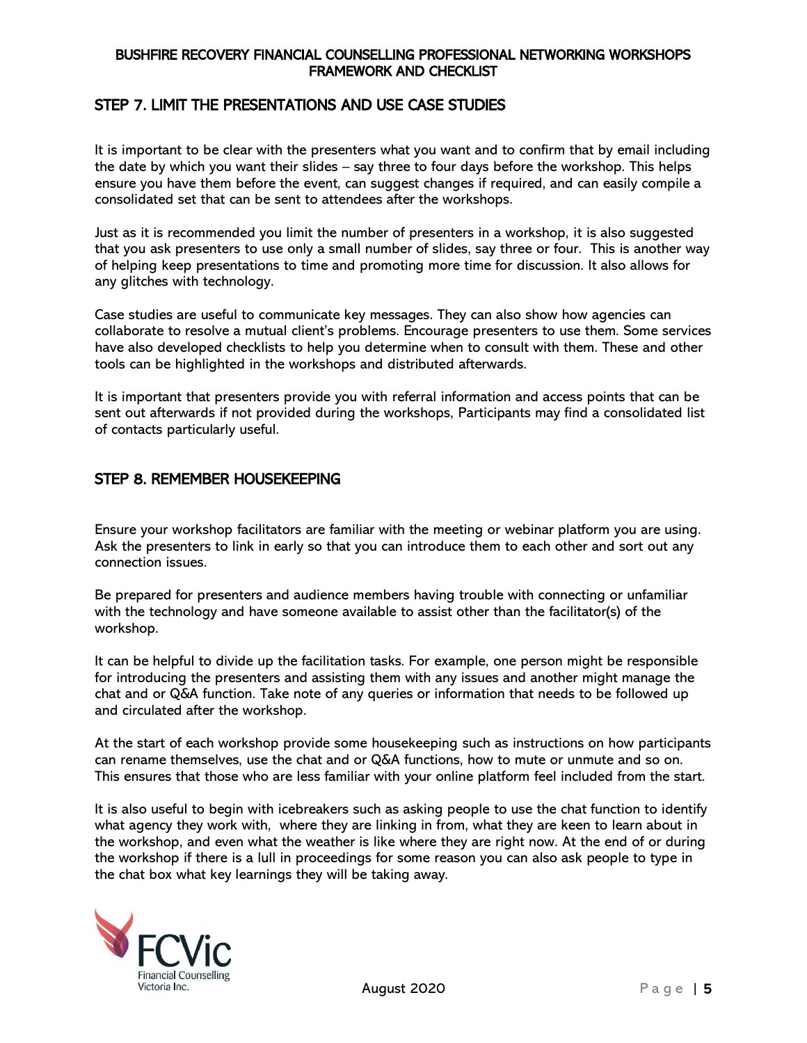## STEP 7. LIMIT THE PRESENTATIONS AND USE CASE STUDIES

It is important to be clear with the presenters what you want and to confirm that by email including the date by which you want their slides – say three to four days before the workshop. This helps ensure you have them before the event, can suggest changes if required, and can easily compile a consolidated set that can be sent to attendees after the workshops.

Just as it is recommended you limit the number of presenters in a workshop, it is also suggested that you ask presenters to use only a small number of slides, say three or four. This is another way of helping keep presentations to time and promoting more time for discussion. It also allows for any glitches with technology.

Case studies are useful to communicate key messages. They can also show how agencies can collaborate to resolve a mutual client's problems. Encourage presenters to use them. Some services have also developed checklists to help you determine when to consult with them. These and other tools can be highlighted in the workshops and distributed afterwards.

It is important that presenters provide you with referral information and access points that can be sent out afterwards if not provided during the workshops, Participants may find a consolidated list of contacts particularly useful.

## STEP 8. REMEMBER HOUSEKEEPING

Ensure your workshop facilitators are familiar with the meeting or webinar platform you are using. Ask the presenters to link in early so that you can introduce them to each other and sort out any connection issues.

Be prepared for presenters and audience members having trouble with connecting or unfamiliar with the technology and have someone available to assist other than the facilitator(s) of the workshop.

It can be helpful to divide up the facilitation tasks. For example, one person might be responsible for introducing the presenters and assisting them with any issues and another might manage the chat and or Q&A function. Take note of any queries or information that needs to be followed up and circulated after the workshop.

At the start of each workshop provide some housekeeping such as instructions on how participants can rename themselves, use the chat and or Q&A functions, how to mute or unmute and so on. This ensures that those who are less familiar with your online platform feel included from the start.

It is also useful to begin with icebreakers such as asking people to use the chat function to identify what agency they work with, where they are linking in from, what they are keen to learn about in the workshop, and even what the weather is like where they are right now. At the end of or during the workshop if there is a lull in proceedings for some reason you can also ask people to type in the chat box what key learnings they will be taking away.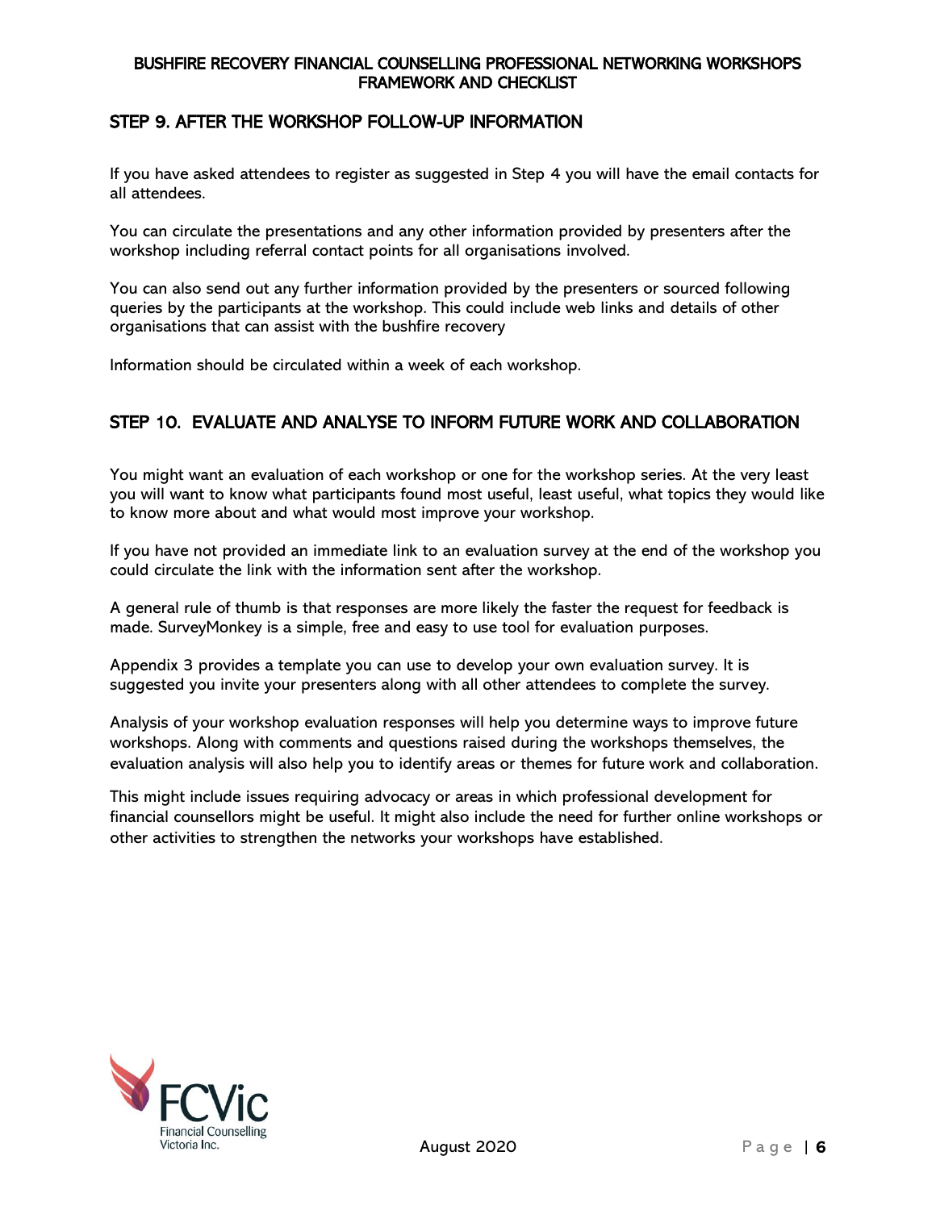## STEP 9. AFTER THE WORKSHOP FOLLOW-UP INFORMATION

If you have asked attendees to register as suggested in Step 4 you will have the email contacts for all attendees.

You can circulate the presentations and any other information provided by presenters after the workshop including referral contact points for all organisations involved.

You can also send out any further information provided by the presenters or sourced following queries by the participants at the workshop. This could include web links and details of other organisations that can assist with the bushfire recovery

Information should be circulated within a week of each workshop.

## STEP 10. EVALUATE AND ANALYSE TO INFORM FUTURE WORK AND COLLABORATION

You might want an evaluation of each workshop or one for the workshop series. At the very least you will want to know what participants found most useful, least useful, what topics they would like to know more about and what would most improve your workshop.

If you have not provided an immediate link to an evaluation survey at the end of the workshop you could circulate the link with the information sent after the workshop.

A general rule of thumb is that responses are more likely the faster the request for feedback is made. SurveyMonkey is a simple, free and easy to use tool for evaluation purposes.

Appendix 3 provides a template you can use to develop your own evaluation survey. It is suggested you invite your presenters along with all other attendees to complete the survey.

Analysis of your workshop evaluation responses will help you determine ways to improve future workshops. Along with comments and questions raised during the workshops themselves, the evaluation analysis will also help you to identify areas or themes for future work and collaboration.

This might include issues requiring advocacy or areas in which professional development for financial counsellors might be useful. It might also include the need for further online workshops or other activities to strengthen the networks your workshops have established.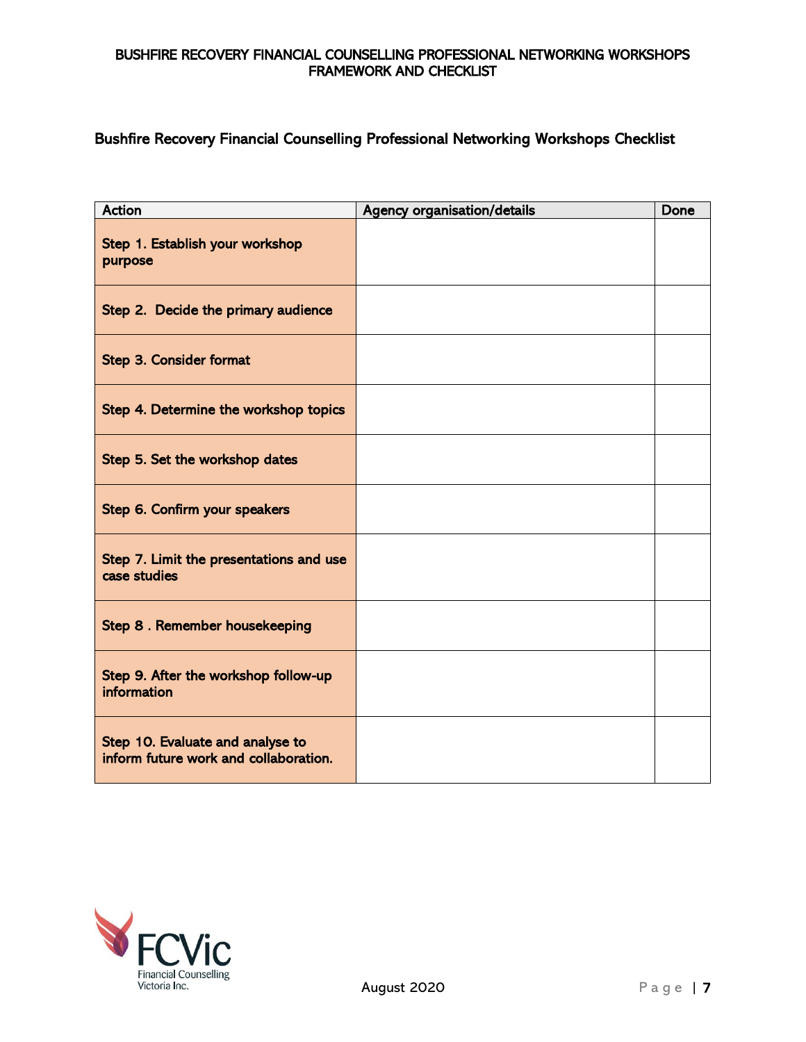## Bushfire Recovery Financial Counselling Professional Networking Workshops Checklist

| Action | Agency organisation/details | Done |
|---|---|---|
| Step 1. Establish your workshop purpose | | |
| Step 2. Decide the primary audience | | |
| Step 3. Consider format | | |
| Step 4. Determine the workshop topics | | |
| Step 5. Set the workshop dates | | |
| Step 6. Confirm your speakers | | |
| Step 7. Limit the presentations and use case studies | | |
| Step 8 . Remember housekeeping | | |
| Step 9. After the workshop follow-up information | | |
| Step 10. Evaluate and analyse to inform future work and collaboration. | | |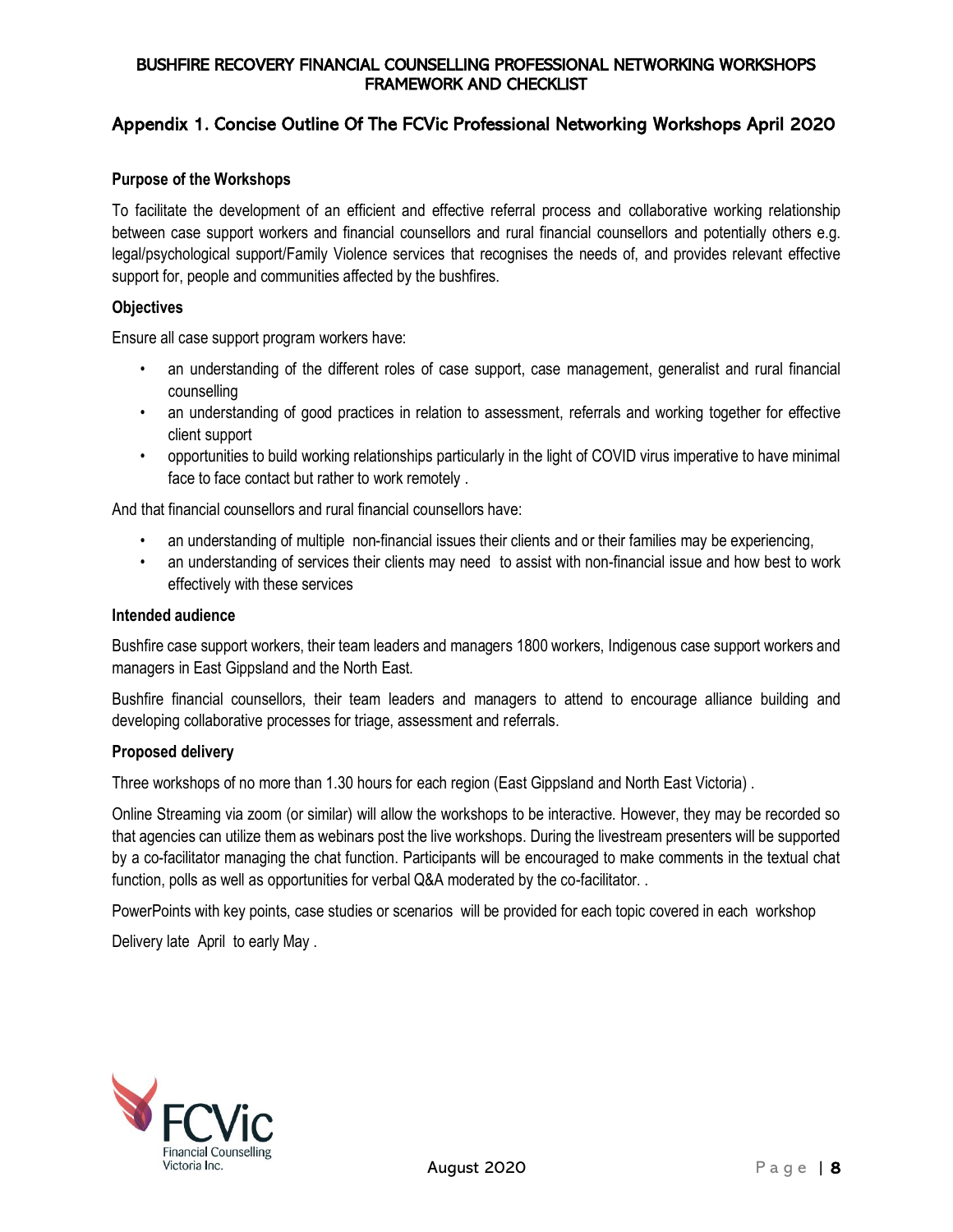## Appendix 1. Concise Outline Of The FCVic Professional Networking Workshops April 2020

### Purpose of the Workshops

To facilitate the development of an efficient and effective referral process and collaborative working relationship between case support workers and financial counsellors and rural financial counsellors and potentially others e.g. legal/psychological support/Family Violence services that recognises the needs of, and provides relevant effective support for, people and communities affected by the bushfires.

### Objectives

Ensure all case support program workers have:

- an understanding of the different roles of case support, case management, generalist and rural financial counselling
- an understanding of good practices in relation to assessment, referrals and working together for effective client support
- opportunities to build working relationships particularly in the light of COVID virus imperative to have minimal face to face contact but rather to work remotely .

And that financial counsellors and rural financial counsellors have:

- an understanding of multiple non-financial issues their clients and or their families may be experiencing,
- an understanding of services their clients may need to assist with non-financial issue and how best to work effectively with these services

### Intended audience

Bushfire case support workers, their team leaders and managers 1800 workers, Indigenous case support workers and managers in East Gippsland and the North East.

Bushfire financial counsellors, their team leaders and managers to attend to encourage alliance building and developing collaborative processes for triage, assessment and referrals.

### Proposed delivery

Three workshops of no more than 1.30 hours for each region (East Gippsland and North East Victoria) .

Online Streaming via zoom (or similar) will allow the workshops to be interactive. However, they may be recorded so that agencies can utilize them as webinars post the live workshops. During the livestream presenters will be supported by a co-facilitator managing the chat function. Participants will be encouraged to make comments in the textual chat function, polls as well as opportunities for verbal Q&A moderated by the co-facilitator. .

PowerPoints with key points, case studies or scenarios will be provided for each topic covered in each workshop

Delivery late April to early May .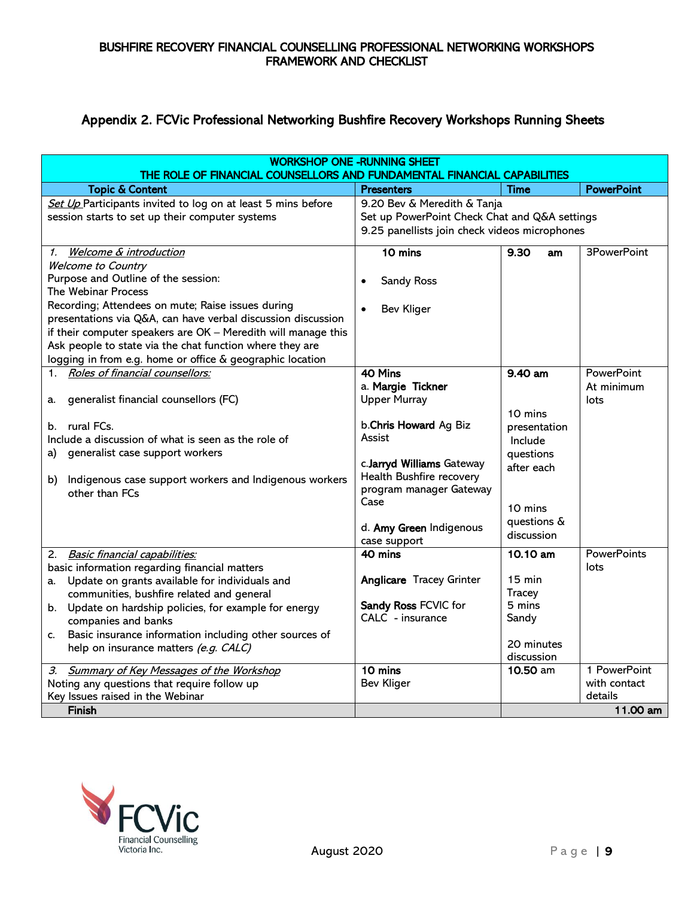## Appendix 2. FCVic Professional Networking Bushfire Recovery Workshops Running Sheets

| WORKSHOP ONE -RUNNING SHEET<br>THE ROLE OF FINANCIAL COUNSELLORS AND FUNDAMENTAL FINANCIAL CAPABILITIES | | | |
|---|---|---|---|
| **Topic & Content** | **Presenters** | **Time** | **PowerPoint** |
| *Set Up* Participants invited to log on at least 5 mins before session starts to set up their computer systems | 9.20 Bev & Meredith & Tanja<br>Set up PowerPoint Check Chat and Q&A settings<br>9.25 panellists join check videos microphones | | |
| 1. *Welcome & introduction*<br>*Welcome to Country*<br>Purpose and Outline of the session:<br>The Webinar Process<br>Recording; Attendees on mute; Raise issues during presentations via Q&A, can have verbal discussion discussion if their computer speakers are OK – Meredith will manage this<br>Ask people to state via the chat function where they are logging in from e.g. home or office & geographic location | **10 mins**<br>• Sandy Ross<br>• Bev Kliger | **9.30 am** | 3PowerPoint |
| 1. *Roles of financial counsellors:*<br>a. generalist financial counsellors (FC)<br>b. rural FCs.<br>Include a discussion of what is seen as the role of<br>a) generalist case support workers<br>b) Indigenous case support workers and Indigenous workers other than FCs | **40 Mins**<br>a. **Margie Tickner** Upper Murray<br>b.**Chris Howard** Ag Biz Assist<br>c.**Jarryd Williams** Gateway Health Bushfire recovery program manager Gateway Case<br>d. **Amy Green** Indigenous case support | **9.40 am**<br>10 mins presentation Include questions after each<br>10 mins questions & discussion | PowerPoint At minimum lots |
| 2. *Basic financial capabilities:*<br>basic information regarding financial matters<br>a. Update on grants available for individuals and communities, bushfire related and general<br>b. Update on hardship policies, for example for energy companies and banks<br>c. Basic insurance information including other sources of help on insurance matters *(e.g. CALC)* | **40 mins**<br>**Anglicare** Tracey Grinter<br>**Sandy Ross** FCVIC for CALC - insurance | **10.10 am**<br>15 min Tracey<br>5 mins Sandy<br>20 minutes discussion | PowerPoints lots |
| 3. *Summary of Key Messages of the Workshop*<br>Noting any questions that require follow up<br>Key Issues raised in the Webinar | **10 mins**<br>Bev Kliger | **10.50** am | 1 PowerPoint with contact details |
| **Finish** | | | **11.00 am** |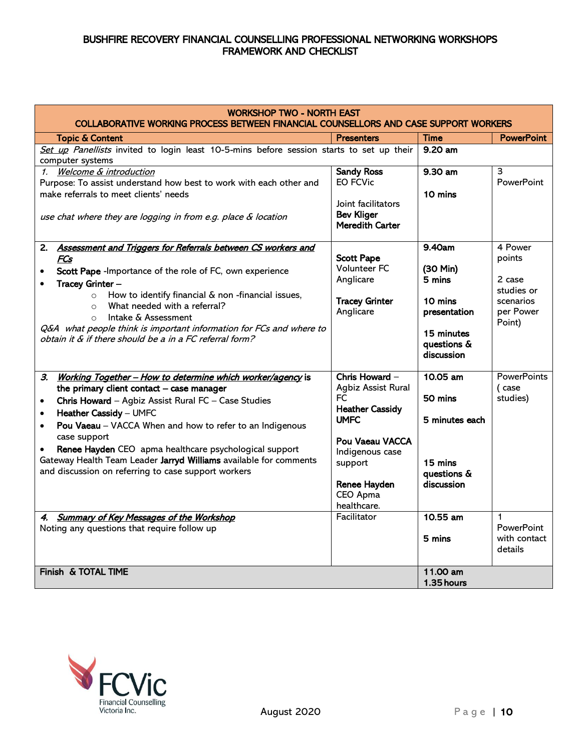# BUSHFIRE RECOVERY FINANCIAL COUNSELLING PROFESSIONAL NETWORKING WORKSHOPS FRAMEWORK AND CHECKLIST

| WORKSHOP TWO - NORTH EAST<br>COLLABORATIVE WORKING PROCESS BETWEEN FINANCIAL COUNSELLORS AND CASE SUPPORT WORKERS | | | |
|---|---|---|---|
| **Topic & Content** | **Presenters** | **Time** | **PowerPoint** |
| *Set up Panellists invited to login least 10-5-mins before session starts to set up their* computer systems | | **9.20 am** | |
| *1. Welcome & introduction*<br>Purpose: To assist understand how best to work with each other and make referrals to meet clients' needs<br><br>*use chat where they are logging in from e.g. place & location* | **Sandy Ross**<br>EO FCVic<br><br>Joint facilitators<br>**Bev Kliger**<br>**Meredith Carter** | **9.30 am**<br><br>**10 mins** | 3 PowerPoint |
| **2. *Assessment and Triggers for Referrals between CS workers and FCs***<br>• **Scott Pape** -Importance of the role of FC, own experience<br>• **Tracey Grinter** –<br>  ○ How to identify financial & non -financial issues,<br>  ○ What needed with a referral?<br>  ○ Intake & Assessment<br>*Q&A what people think is important information for FCs and where to obtain it & if there should be a in a FC referral form?* | **Scott Pape**<br>Volunteer FC<br>Anglicare<br><br>**Tracey Grinter**<br>Anglicare | **9.40am**<br><br>**(30 Min)**<br>**5 mins**<br><br>**10 mins presentation**<br><br>**15 minutes questions & discussion** | 4 Power points<br><br>2 case studies or scenarios per Power Point) |
| ***3. Working Together – How to determine which worker/agency* is the primary client contact – case manager**<br>• **Chris Howard** – Agbiz Assist Rural FC – Case Studies<br>• **Heather Cassidy** – UMFC<br>• **Pou Vaeau** – VACCA When and how to refer to an Indigenous case support<br>• **Renee Hayden** CEO apma healthcare psychological support<br>Gateway Health Team Leader **Jarryd Williams** available for comments and discussion on referring to case support workers | **Chris Howard** –<br>Agbiz Assist Rural FC<br>**Heather Cassidy UMFC**<br><br>**Pou Vaeau VACCA**<br>Indigenous case support<br><br>**Renee Hayden**<br>CEO Apma healthcare. | **10.05 am**<br><br>**50 mins**<br><br>**5 minutes each**<br><br>**15 mins questions & discussion** | PowerPoints ( case studies) |
| ***4. Summary of Key Messages of the Workshop***<br>Noting any questions that require follow up | Facilitator | **10.55 am**<br><br>**5 mins** | 1 PowerPoint with contact details |
| **Finish & TOTAL TIME** | | **11.00 am**<br>**1.35 hours** | |

August 2020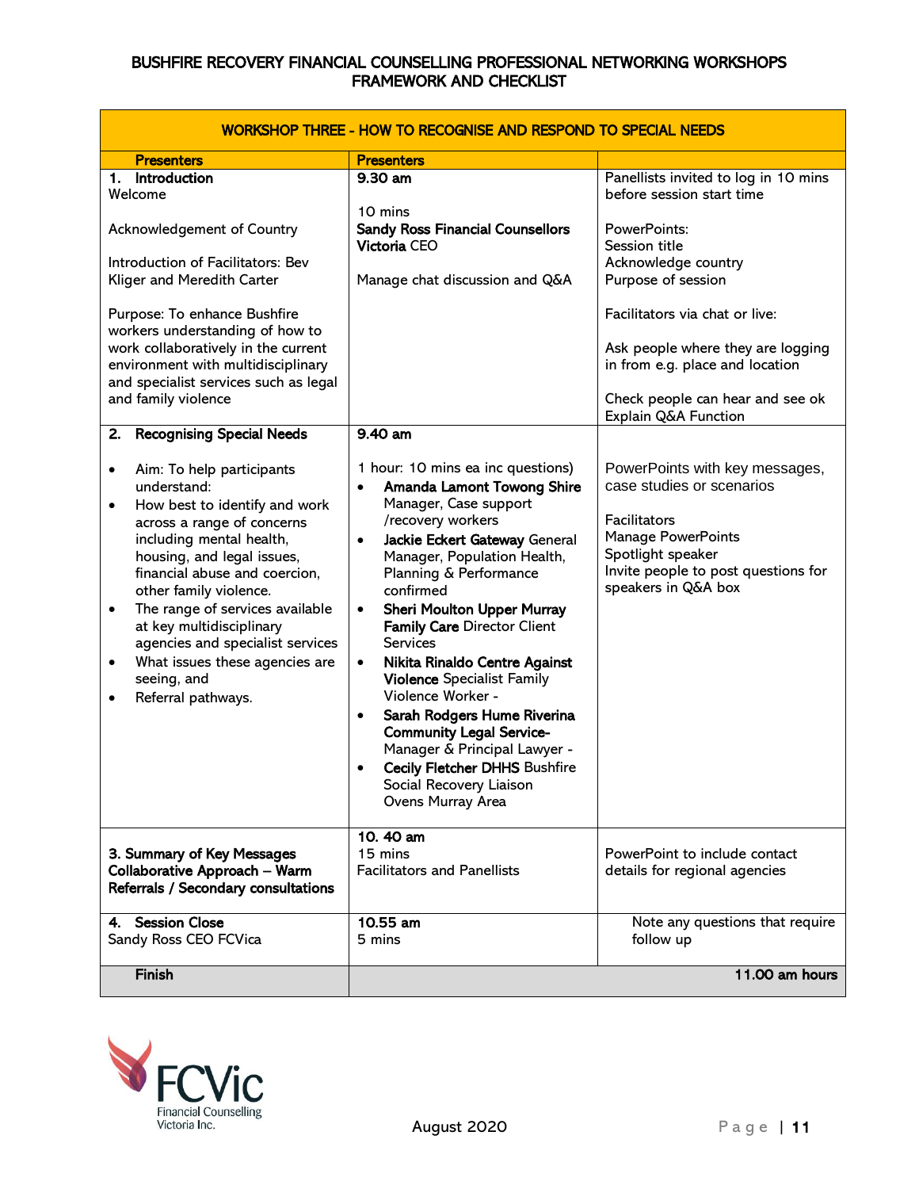# BUSHFIRE RECOVERY FINANCIAL COUNSELLING PROFESSIONAL NETWORKING WORKSHOPS FRAMEWORK AND CHECKLIST

| WORKSHOP THREE - HOW TO RECOGNISE AND RESPOND TO SPECIAL NEEDS | | |
|---|---|---|
| **Presenters** | **Presenters** | |
| **1. Introduction**<br>Welcome<br><br>Acknowledgement of Country<br><br>Introduction of Facilitators: Bev Kliger and Meredith Carter<br><br>Purpose: To enhance Bushfire workers understanding of how to work collaboratively in the current environment with multidisciplinary and specialist services such as legal and family violence | **9.30 am**<br><br>10 mins<br>**Sandy Ross Financial Counsellors Victoria** CEO<br><br>Manage chat discussion and Q&A | Panellists invited to log in 10 mins before session start time<br><br>PowerPoints:<br>Session title<br>Acknowledge country<br>Purpose of session<br><br>Facilitators via chat or live:<br><br>Ask people where they are logging in from e.g. place and location<br><br>Check people can hear and see ok<br>Explain Q&A Function |
| **2. Recognising Special Needs**<br><br>• Aim: To help participants understand:<br>• How best to identify and work across a range of concerns including mental health, housing, and legal issues, financial abuse and coercion, other family violence.<br>• The range of services available at key multidisciplinary agencies and specialist services<br>• What issues these agencies are seeing, and<br>• Referral pathways. | **9.40 am**<br><br>1 hour: 10 mins ea inc questions)<br>• **Amanda Lamont Towong Shire** Manager, Case support /recovery workers<br>• **Jackie Eckert Gateway** General Manager, Population Health, Planning & Performance confirmed<br>• **Sheri Moulton Upper Murray Family Care** Director Client Services<br>• **Nikita Rinaldo Centre Against Violence** Specialist Family Violence Worker -<br>• **Sarah Rodgers Hume Riverina Community Legal Service-** Manager & Principal Lawyer -<br>• **Cecily Fletcher DHHS** Bushfire Social Recovery Liaison Ovens Murray Area | PowerPoints with key messages, case studies or scenarios<br><br>Facilitators<br>Manage PowerPoints<br>Spotlight speaker<br>Invite people to post questions for speakers in Q&A box |
| **3. Summary of Key Messages Collaborative Approach – Warm Referrals / Secondary consultations** | **10. 40 am**<br>15 mins<br>Facilitators and Panellists | PowerPoint to include contact details for regional agencies |
| **4. Session Close**<br>Sandy Ross CEO FCVica | **10.55 am**<br>5 mins | Note any questions that require follow up |
| **Finish** | | **11.00 am hours** |

August 2020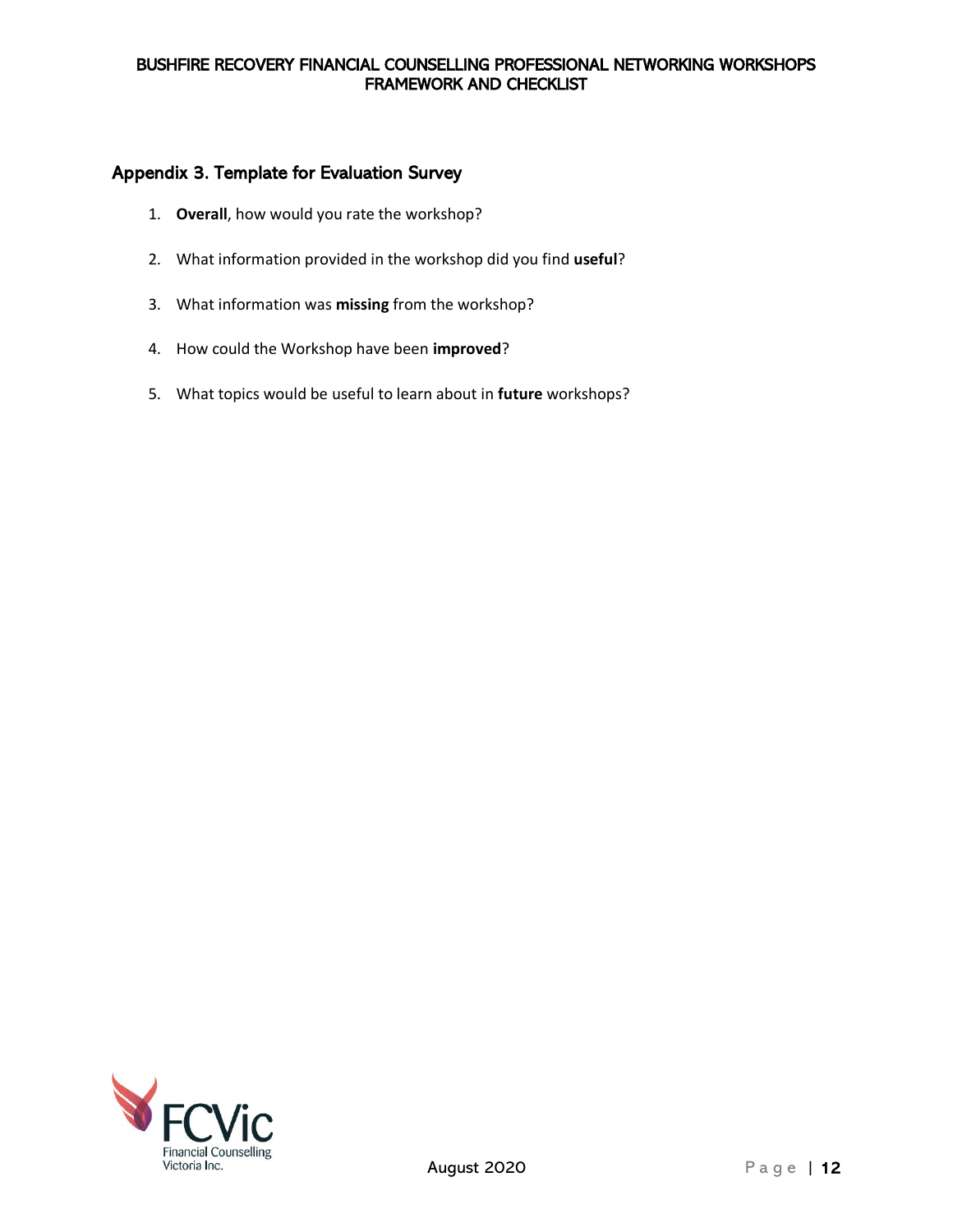## Appendix 3. Template for Evaluation Survey

1. **Overall**, how would you rate the workshop?

2. What information provided in the workshop did you find **useful**?

3. What information was **missing** from the workshop?

4. How could the Workshop have been **improved**?

5. What topics would be useful to learn about in **future** workshops?